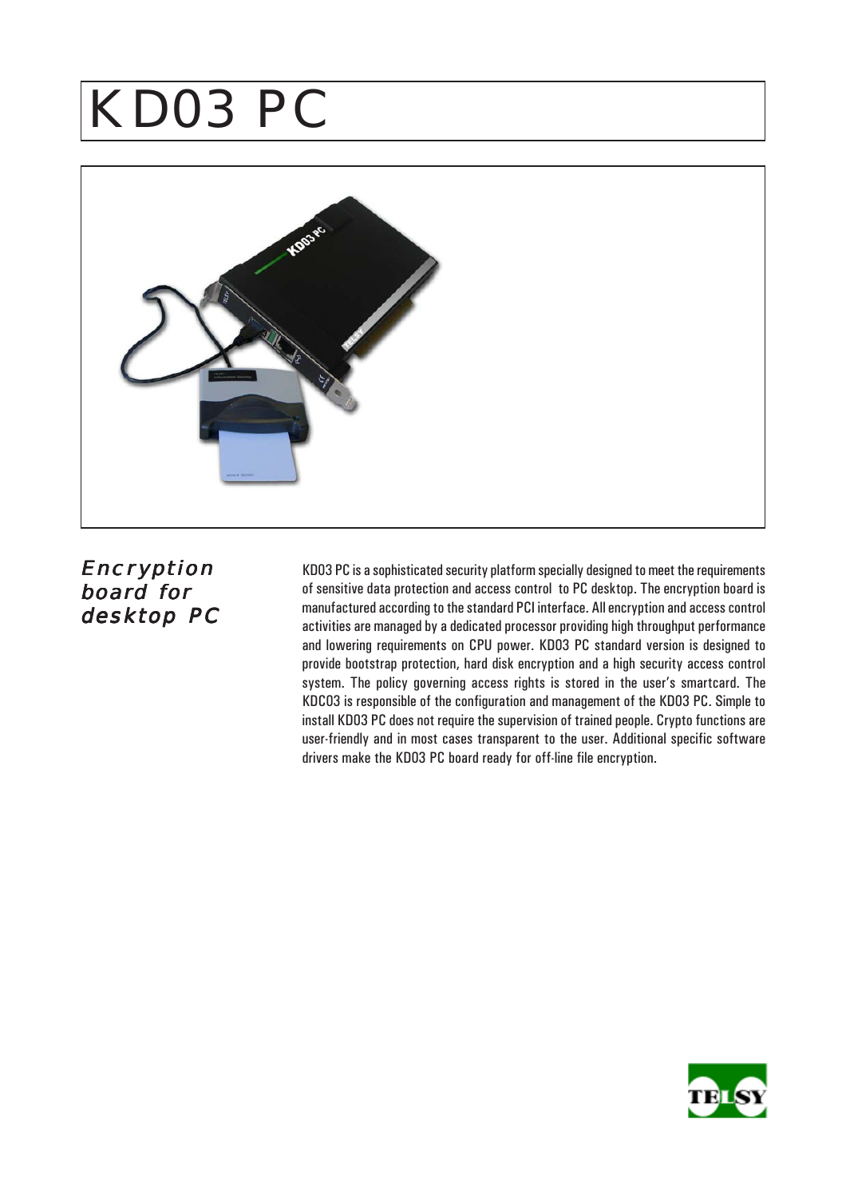# KD03 PC

## *Encryption board for desktop PC*

KD03 PC is a sophisticated security platform specially designed to meet the requirements of sensitive data protection and access control to PC desktop. The encryption board is manufactured according to the standard PCI interface. All encryption and access control activities are managed by a dedicated processor providing high throughput performance and lowering requirements on CPU power. KD03 PC standard version is designed to provide bootstrap protection, hard disk encryption and a high security access control system. The policy governing access rights is stored in the user's smartcard. The KDC03 is responsible of the configuration and management of the KD03 PC. Simple to install KD03 PC does not require the supervision of trained people. Crypto functions are user-friendly and in most cases transparent to the user. Additional specific software drivers make the KD03 PC board ready for off-line file encryption.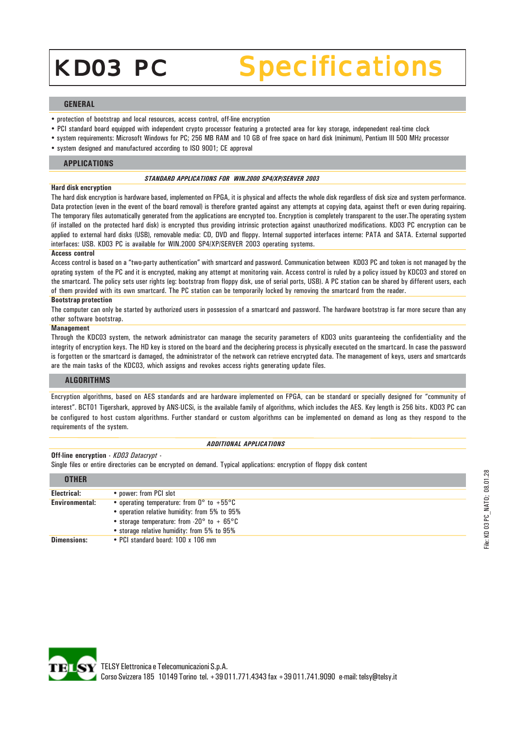# KD03 PC Specifications

## GENERAL

- protection of bootstrap and local resources, access control, off-line encryption
- PCI standard board equipped with independent crypto processor featuring a protected area for key storage, indepenedent real-time clock
- system requirements: Microsoft Windows for PC; 256 MB RAM and 10 GB of free space on hard disk (minimum), Pentium III 500 MHz processor
- system designed and manufactured according to ISO 9001; CE approval

## APPLICATIONS

***STANDARD APPLICATIONS FOR WIN.2000 SP4/XP/SERVER 2003***

**Hard disk encryption**

The hard disk encryption is hardware based, implemented on FPGA, it is physical and affects the whole disk regardless of disk size and system performance. Data protection (even in the event of the board removal) is therefore granted against any attempts at copying data, against theft or even during repairing. The temporary files automatically generated from the applications are encrypted too. Encryption is completely transparent to the user.The operating system (if installed on the protected hard disk) is encrypted thus providing intrinsic protection against unauthorized modifications. KD03 PC encryption can be applied to external hard disks (USB), removable media: CD, DVD and floppy. Internal supported interfaces interne: PATA and SATA. External supported interfaces: USB. KD03 PC is available for WIN.2000 SP4/XP/SERVER 2003 operating systems.

**Access control**

Access control is based on a "two-party authentication" with smartcard and password. Communication between KD03 PC and token is not managed by the oprating system of the PC and it is encrypted, making any attempt at monitoring vain. Access control is ruled by a policy issued by KDC03 and stored on the smartcard. The policy sets user rights (eg: bootstrap from floppy disk, use of serial ports, USB). A PC station can be shared by different users, each of them provided with its own smartcard. The PC station can be temporarily locked by removing the smartcard from the reader.

**Bootstrap protection**

The computer can only be started by authorized users in possession of a smartcard and password. The hardware bootstrap is far more secure than any other software bootstrap.

**Management**

Through the KDC03 system, the network administrator can manage the security parameters of KD03 units guaranteeing the confidentiality and the integrity of encryption keys. The HD key is stored on the board and the deciphering process is physically executed on the smartcard. In case the password is forgotten or the smartcard is damaged, the administrator of the network can retrieve encrypted data. The management of keys, users and smartcards are the main tasks of the KDC03, which assigns and revokes access rights generating update files.

## ALGORITHMS

Encryption algorithms, based on AES standards and are hardware implemented on FPGA, can be standard or specially designed for "community of interest". BCT01 Tigershark, approved by ANS-UCSi, is the available family of algorithms, which includes the AES. Key length is 256 bits. KD03 PC can be configured to host custom algorithms. Further standard or custom algorithms can be implemented on demand as long as they respond to the requirements of the system.

***ADDITIONAL APPLICATIONS***

**Off-line encryption** - *KD03 Datacrypt* -

Single files or entire directories can be encrypted on demand. Typical applications: encryption of floppy disk content

## OTHER

| | |
|---|---|
| **Electrical:** | • power: from PCI slot |
| **Environmental:** | • operating temperature: from 0° to +55°C<br>• operation relative humidity: from 5% to 95%<br>• storage temperature: from -20° to + 65°C<br>• storage relative humidity: from 5% to 95% |
| **Dimensions:** | • PCI standard board: 100 x 106 mm |

File: KD 03 PC_NATO; 08.01.28

TELSY Elettronica e Telecomunicazioni S.p.A.
Corso Svizzera 185 10149 Torino tel. +39 011.771.4343 fax +39 011.741.9090 e-mail: telsy@telsy.it